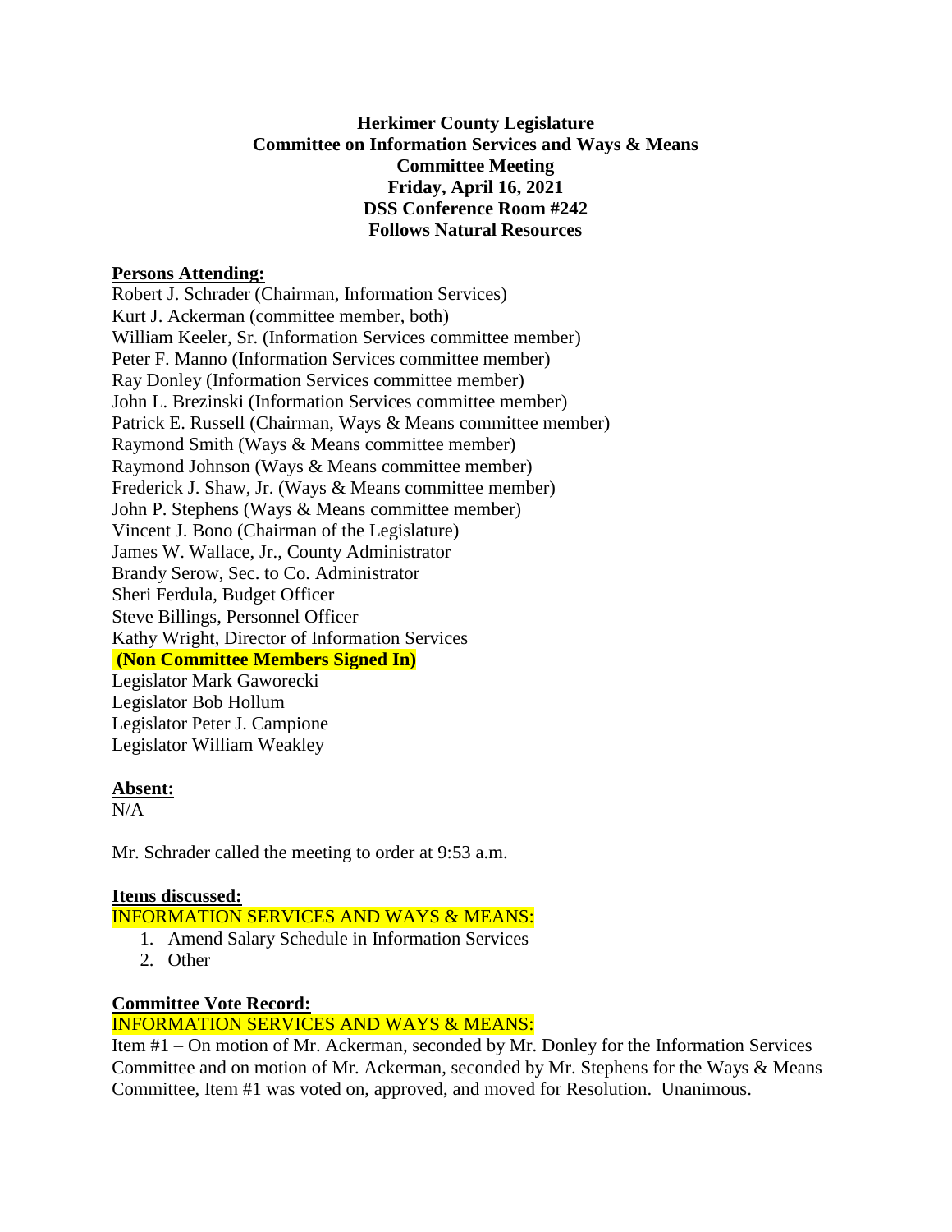**Herkimer County Legislature**
**Committee on Information Services and Ways & Means**
**Committee Meeting**
**Friday, April 16, 2021**
**DSS Conference Room #242**
**Follows Natural Resources**

**Persons Attending:**

Robert J. Schrader (Chairman, Information Services)
Kurt J. Ackerman (committee member, both)
William Keeler, Sr. (Information Services committee member)
Peter F. Manno (Information Services committee member)
Ray Donley (Information Services committee member)
John L. Brezinski (Information Services committee member)
Patrick E. Russell (Chairman, Ways & Means committee member)
Raymond Smith (Ways & Means committee member)
Raymond Johnson (Ways & Means committee member)
Frederick J. Shaw, Jr. (Ways & Means committee member)
John P. Stephens (Ways & Means committee member)
Vincent J. Bono (Chairman of the Legislature)
James W. Wallace, Jr., County Administrator
Brandy Serow, Sec. to Co. Administrator
Sheri Ferdula, Budget Officer
Steve Billings, Personnel Officer
Kathy Wright, Director of Information Services

**(Non Committee Members Signed In)**

Legislator Mark Gaworecki
Legislator Bob Hollum
Legislator Peter J. Campione
Legislator William Weakley

**Absent:**

N/A

Mr. Schrader called the meeting to order at 9:53 a.m.

**Items discussed:**

INFORMATION SERVICES AND WAYS & MEANS:

1. Amend Salary Schedule in Information Services
2. Other

**Committee Vote Record:**

INFORMATION SERVICES AND WAYS & MEANS:

Item #1 – On motion of Mr. Ackerman, seconded by Mr. Donley for the Information Services Committee and on motion of Mr. Ackerman, seconded by Mr. Stephens for the Ways & Means Committee, Item #1 was voted on, approved, and moved for Resolution. Unanimous.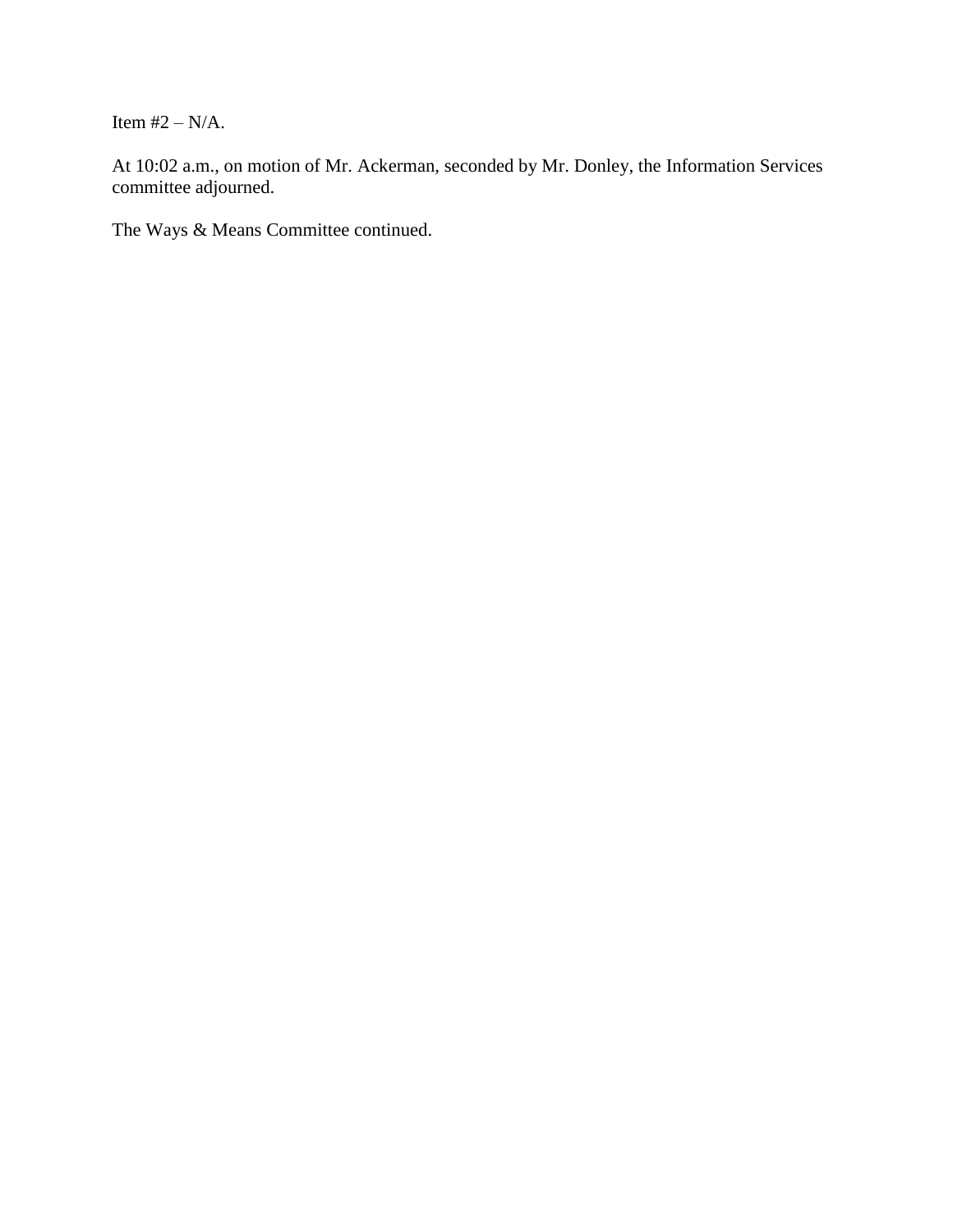Item #2 – N/A.

At 10:02 a.m., on motion of Mr. Ackerman, seconded by Mr. Donley, the Information Services committee adjourned.

The Ways & Means Committee continued.